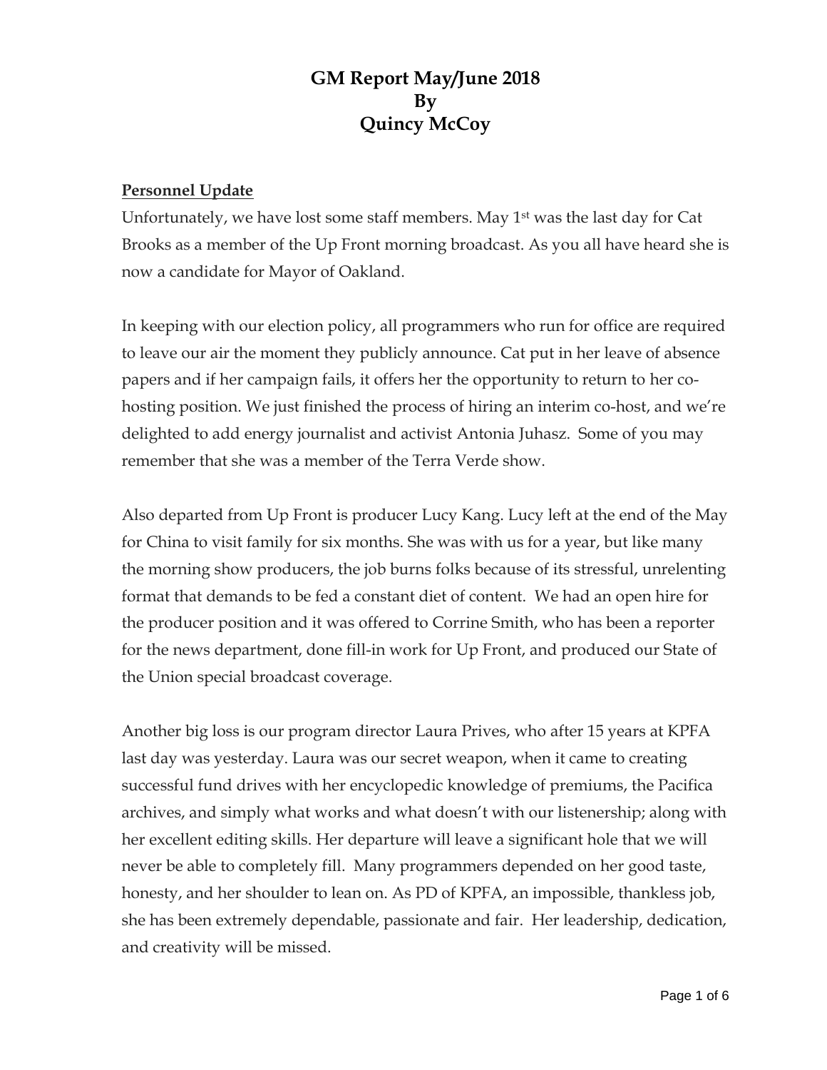# GM Report May/June 2018
# By
# Quincy McCoy

**Personnel Update**

Unfortunately, we have lost some staff members. May 1st was the last day for Cat Brooks as a member of the Up Front morning broadcast. As you all have heard she is now a candidate for Mayor of Oakland.

In keeping with our election policy, all programmers who run for office are required to leave our air the moment they publicly announce. Cat put in her leave of absence papers and if her campaign fails, it offers her the opportunity to return to her co-hosting position. We just finished the process of hiring an interim co-host, and we're delighted to add energy journalist and activist Antonia Juhasz. Some of you may remember that she was a member of the Terra Verde show.

Also departed from Up Front is producer Lucy Kang. Lucy left at the end of the May for China to visit family for six months. She was with us for a year, but like many the morning show producers, the job burns folks because of its stressful, unrelenting format that demands to be fed a constant diet of content. We had an open hire for the producer position and it was offered to Corrine Smith, who has been a reporter for the news department, done fill-in work for Up Front, and produced our State of the Union special broadcast coverage.

Another big loss is our program director Laura Prives, who after 15 years at KPFA last day was yesterday. Laura was our secret weapon, when it came to creating successful fund drives with her encyclopedic knowledge of premiums, the Pacifica archives, and simply what works and what doesn't with our listenership; along with her excellent editing skills. Her departure will leave a significant hole that we will never be able to completely fill. Many programmers depended on her good taste, honesty, and her shoulder to lean on. As PD of KPFA, an impossible, thankless job, she has been extremely dependable, passionate and fair. Her leadership, dedication, and creativity will be missed.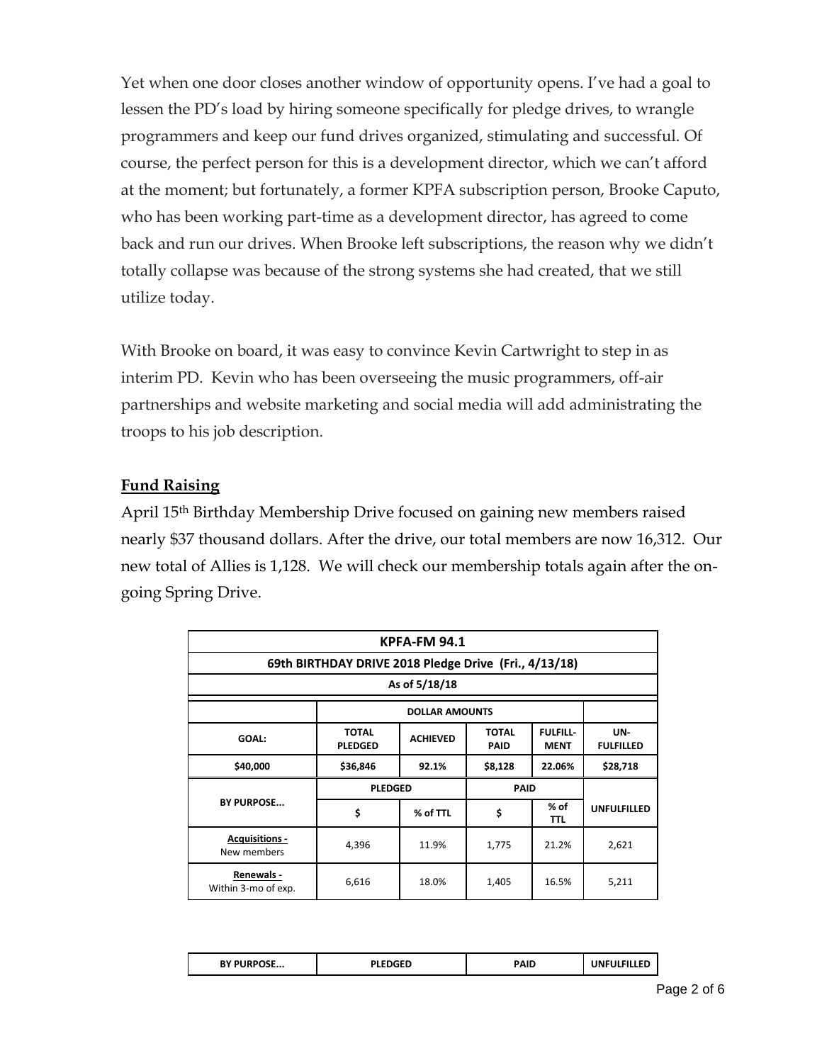Yet when one door closes another window of opportunity opens. I've had a goal to lessen the PD's load by hiring someone specifically for pledge drives, to wrangle programmers and keep our fund drives organized, stimulating and successful. Of course, the perfect person for this is a development director, which we can't afford at the moment; but fortunately, a former KPFA subscription person, Brooke Caputo, who has been working part-time as a development director, has agreed to come back and run our drives. When Brooke left subscriptions, the reason why we didn't totally collapse was because of the strong systems she had created, that we still utilize today.

With Brooke on board, it was easy to convince Kevin Cartwright to step in as interim PD. Kevin who has been overseeing the music programmers, off-air partnerships and website marketing and social media will add administrating the troops to his job description.

## Fund Raising

April 15th Birthday Membership Drive focused on gaining new members raised nearly $37 thousand dollars. After the drive, our total members are now 16,312. Our new total of Allies is 1,128. We will check our membership totals again after the on-going Spring Drive.

| KPFA-FM 94.1 | | | | | |
|---|---|---|---|---|---|
| 69th BIRTHDAY DRIVE 2018 Pledge Drive (Fri., 4/13/18) | | | | | |
| As of 5/18/18 | | | | | |
| | DOLLAR AMOUNTS | | | | |
| GOAL: | TOTAL PLEDGED | ACHIEVED | TOTAL PAID | FULFILL-MENT | UN-FULFILLED |
| $40,000 | $36,846 | 92.1% | $8,128 | 22.06% | $28,718 |
| BY PURPOSE... | PLEDGED | | PAID | | UNFULFILLED |
| | $ | % of TTL | $ | % of TTL | |
| Acquisitions - New members | 4,396 | 11.9% | 1,775 | 21.2% | 2,621 |
| Renewals - Within 3-mo of exp. | 6,616 | 18.0% | 1,405 | 16.5% | 5,211 |

| BY PURPOSE... | PLEDGED | PAID | UNFULFILLED |
|---|---|---|---|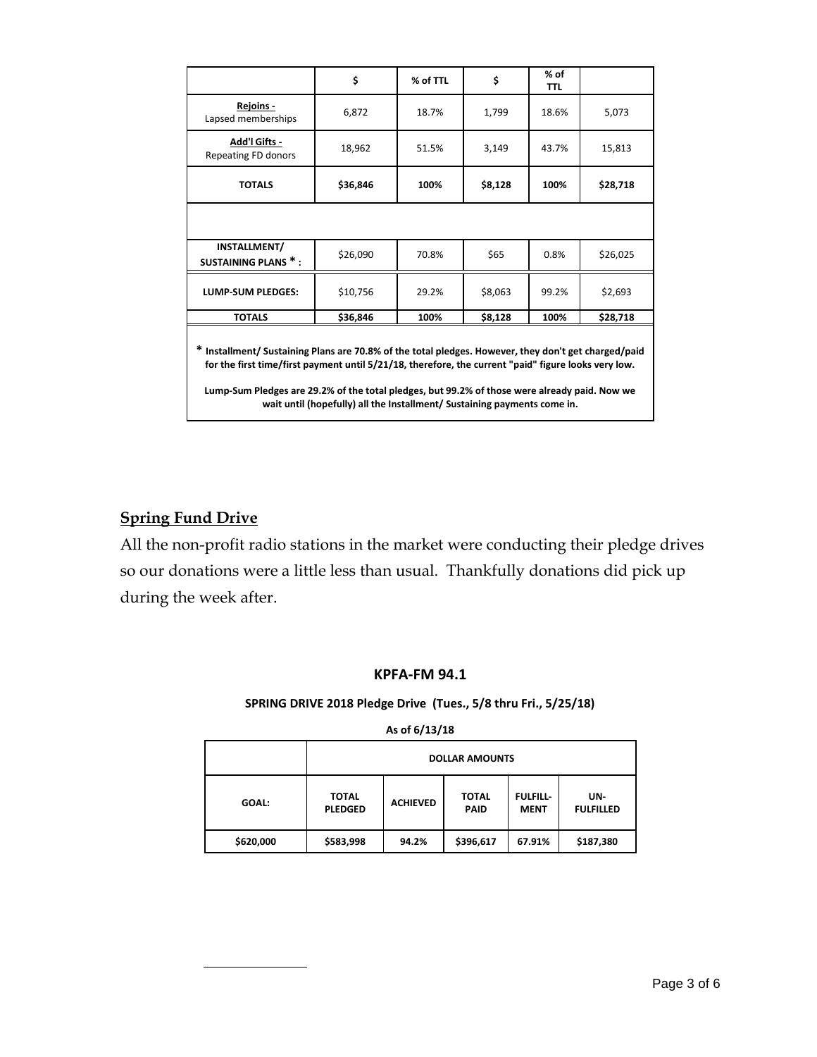| | $ | % of TTL | $ | % of TTL | |
|---|---|---|---|---|---|
| **Rejoins -** Lapsed memberships | 6,872 | 18.7% | 1,799 | 18.6% | 5,073 |
| **Add'l Gifts -** Repeating FD donors | 18,962 | 51.5% | 3,149 | 43.7% | 15,813 |
| **TOTALS** | **$36,846** | **100%** | **$8,128** | **100%** | **$28,718** |
| | | | | | |
| **INSTALLMENT/ SUSTAINING PLANS * :** | $26,090 | 70.8% | $65 | 0.8% | $26,025 |
| **LUMP-SUM PLEDGES:** | $10,756 | 29.2% | $8,063 | 99.2% | $2,693 |
| **TOTALS** | **$36,846** | **100%** | **$8,128** | **100%** | **$28,718** |

**\* Installment/ Sustaining Plans are 70.8% of the total pledges. However, they don't get charged/paid for the first time/first payment until 5/21/18, therefore, the current "paid" figure looks very low.**

**Lump-Sum Pledges are 29.2% of the total pledges, but 99.2% of those were already paid. Now we wait until (hopefully) all the Installment/ Sustaining payments come in.**

## Spring Fund Drive

All the non-profit radio stations in the market were conducting their pledge drives so our donations were a little less than usual. Thankfully donations did pick up during the week after.

**KPFA-FM 94.1**

**SPRING DRIVE 2018 Pledge Drive (Tues., 5/8 thru Fri., 5/25/18)**

**As of 6/13/18**

| | DOLLAR AMOUNTS | | | | |
|---|---|---|---|---|---|
| **GOAL:** | **TOTAL PLEDGED** | **ACHIEVED** | **TOTAL PAID** | **FULFILL-MENT** | **UN-FULFILLED** |
| **$620,000** | **$583,998** | **94.2%** | **$396,617** | **67.91%** | **$187,380** |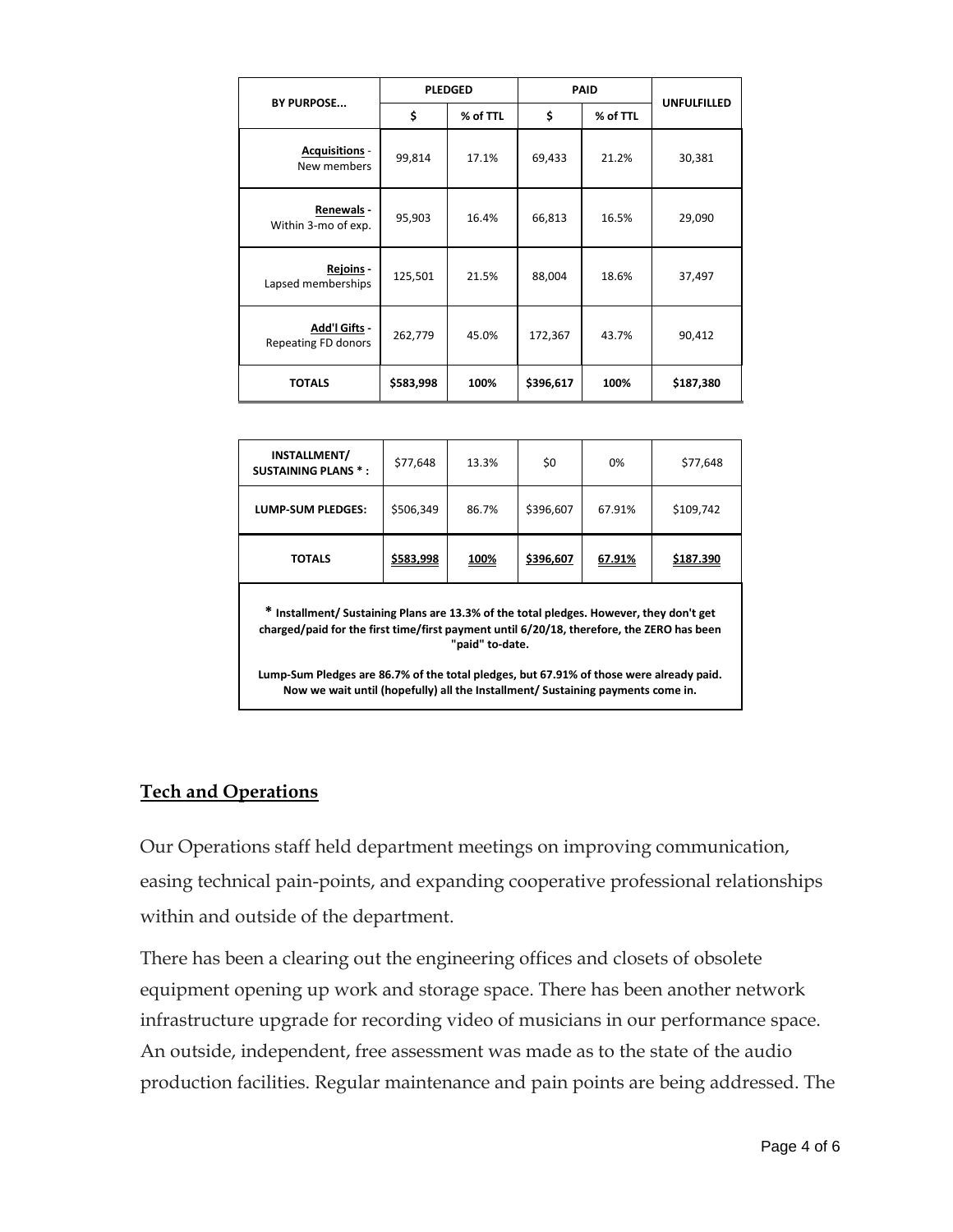| BY PURPOSE... | PLEDGED | | PAID | | UNFULFILLED |
|---|---|---|---|---|---|
| | $ | % of TTL | $ | % of TTL | |
| **Acquisitions** - New members | 99,814 | 17.1% | 69,433 | 21.2% | 30,381 |
| **Renewals** - Within 3-mo of exp. | 95,903 | 16.4% | 66,813 | 16.5% | 29,090 |
| **Rejoins** - Lapsed memberships | 125,501 | 21.5% | 88,004 | 18.6% | 37,497 |
| **Add'l Gifts** - Repeating FD donors | 262,779 | 45.0% | 172,367 | 43.7% | 90,412 |
| **TOTALS** | **$583,998** | **100%** | **$396,617** | **100%** | **$187,380** |

| | | | | | |
|---|---|---|---|---|---|
| **INSTALLMENT/ SUSTAINING PLANS * :** | $77,648 | 13.3% | $0 | 0% | $77,648 |
| **LUMP-SUM PLEDGES:** | $506,349 | 86.7% | $396,607 | 67.91% | $109,742 |
| **TOTALS** | **$583,998** | **100%** | **$396,607** | **67.91%** | **$187.390** |

**\* Installment/ Sustaining Plans are 13.3% of the total pledges. However, they don't get charged/paid for the first time/first payment until 6/20/18, therefore, the ZERO has been "paid" to-date.**

**Lump-Sum Pledges are 86.7% of the total pledges, but 67.91% of those were already paid. Now we wait until (hopefully) all the Installment/ Sustaining payments come in.**

## Tech and Operations

Our Operations staff held department meetings on improving communication, easing technical pain-points, and expanding cooperative professional relationships within and outside of the department.

There has been a clearing out the engineering offices and closets of obsolete equipment opening up work and storage space. There has been another network infrastructure upgrade for recording video of musicians in our performance space. An outside, independent, free assessment was made as to the state of the audio production facilities. Regular maintenance and pain points are being addressed. The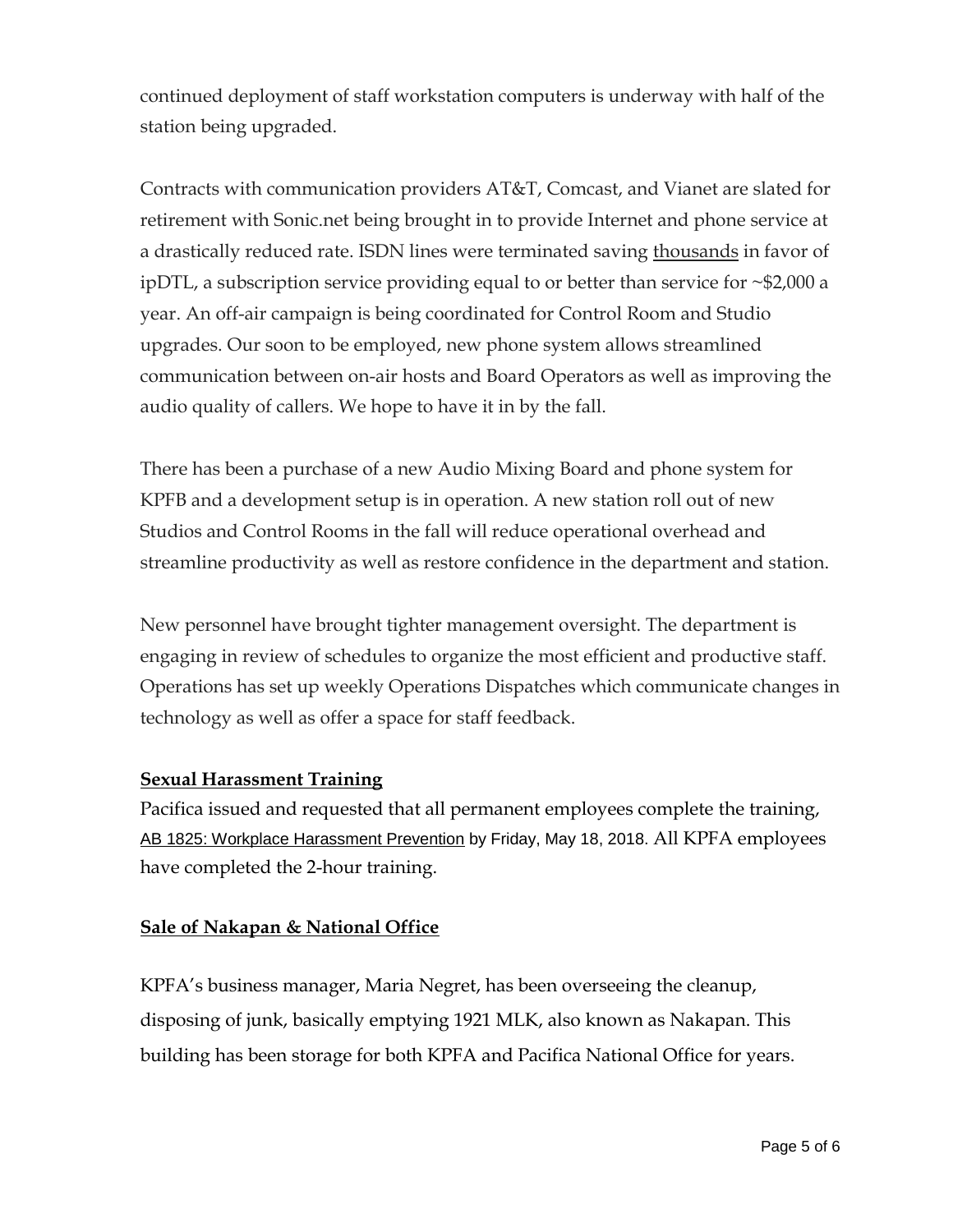continued deployment of staff workstation computers is underway with half of the station being upgraded.

Contracts with communication providers AT&T, Comcast, and Vianet are slated for retirement with Sonic.net being brought in to provide Internet and phone service at a drastically reduced rate. ISDN lines were terminated saving thousands in favor of ipDTL, a subscription service providing equal to or better than service for ~$2,000 a year. An off-air campaign is being coordinated for Control Room and Studio upgrades. Our soon to be employed, new phone system allows streamlined communication between on-air hosts and Board Operators as well as improving the audio quality of callers. We hope to have it in by the fall.

There has been a purchase of a new Audio Mixing Board and phone system for KPFB and a development setup is in operation. A new station roll out of new Studios and Control Rooms in the fall will reduce operational overhead and streamline productivity as well as restore confidence in the department and station.

New personnel have brought tighter management oversight. The department is engaging in review of schedules to organize the most efficient and productive staff. Operations has set up weekly Operations Dispatches which communicate changes in technology as well as offer a space for staff feedback.

**Sexual Harassment Training**

Pacifica issued and requested that all permanent employees complete the training, AB 1825: Workplace Harassment Prevention by Friday, May 18, 2018. All KPFA employees have completed the 2-hour training.

**Sale of Nakapan & National Office**

KPFA's business manager, Maria Negret, has been overseeing the cleanup, disposing of junk, basically emptying 1921 MLK, also known as Nakapan. This building has been storage for both KPFA and Pacifica National Office for years.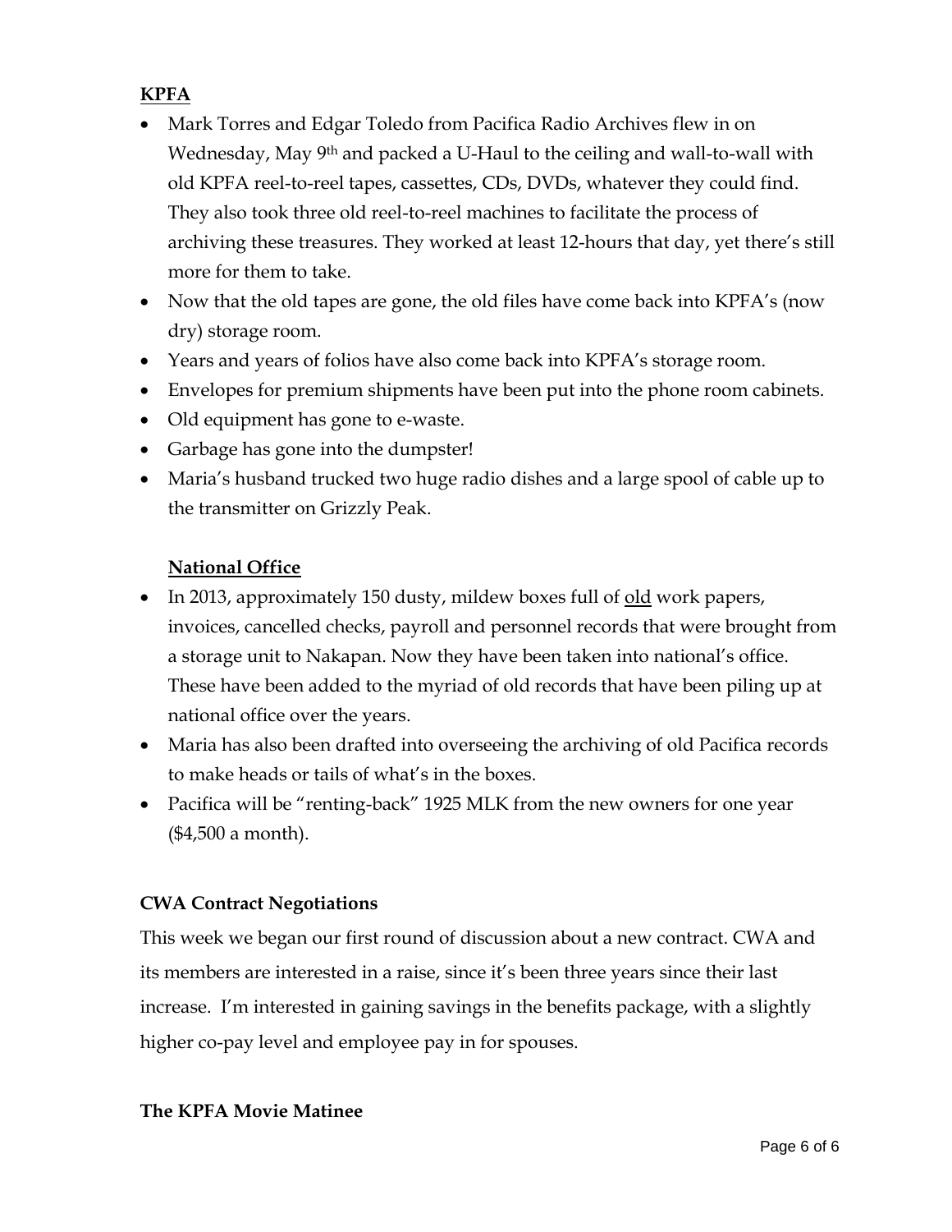## KPFA

- Mark Torres and Edgar Toledo from Pacifica Radio Archives flew in on Wednesday, May 9th and packed a U-Haul to the ceiling and wall-to-wall with old KPFA reel-to-reel tapes, cassettes, CDs, DVDs, whatever they could find. They also took three old reel-to-reel machines to facilitate the process of archiving these treasures. They worked at least 12-hours that day, yet there's still more for them to take.
- Now that the old tapes are gone, the old files have come back into KPFA's (now dry) storage room.
- Years and years of folios have also come back into KPFA's storage room.
- Envelopes for premium shipments have been put into the phone room cabinets.
- Old equipment has gone to e-waste.
- Garbage has gone into the dumpster!
- Maria's husband trucked two huge radio dishes and a large spool of cable up to the transmitter on Grizzly Peak.

## National Office

- In 2013, approximately 150 dusty, mildew boxes full of old work papers, invoices, cancelled checks, payroll and personnel records that were brought from a storage unit to Nakapan. Now they have been taken into national's office. These have been added to the myriad of old records that have been piling up at national office over the years.
- Maria has also been drafted into overseeing the archiving of old Pacifica records to make heads or tails of what's in the boxes.
- Pacifica will be "renting-back" 1925 MLK from the new owners for one year ($4,500 a month).

**CWA Contract Negotiations**

This week we began our first round of discussion about a new contract. CWA and its members are interested in a raise, since it's been three years since their last increase. I'm interested in gaining savings in the benefits package, with a slightly higher co-pay level and employee pay in for spouses.

**The KPFA Movie Matinee**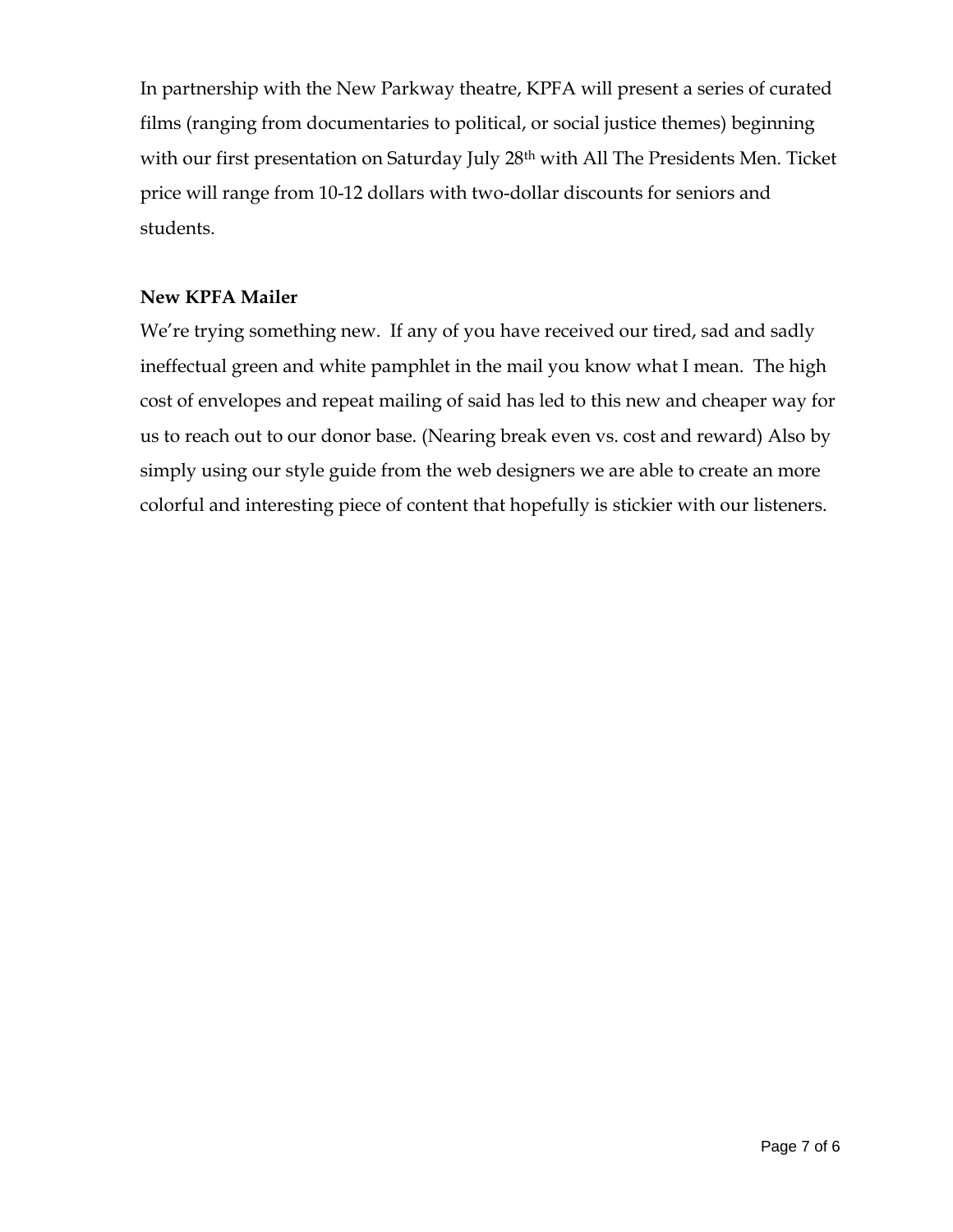In partnership with the New Parkway theatre, KPFA will present a series of curated films (ranging from documentaries to political, or social justice themes) beginning with our first presentation on Saturday July 28th with All The Presidents Men. Ticket price will range from 10-12 dollars with two-dollar discounts for seniors and students.

**New KPFA Mailer**

We're trying something new. If any of you have received our tired, sad and sadly ineffectual green and white pamphlet in the mail you know what I mean. The high cost of envelopes and repeat mailing of said has led to this new and cheaper way for us to reach out to our donor base. (Nearing break even vs. cost and reward) Also by simply using our style guide from the web designers we are able to create an more colorful and interesting piece of content that hopefully is stickier with our listeners.